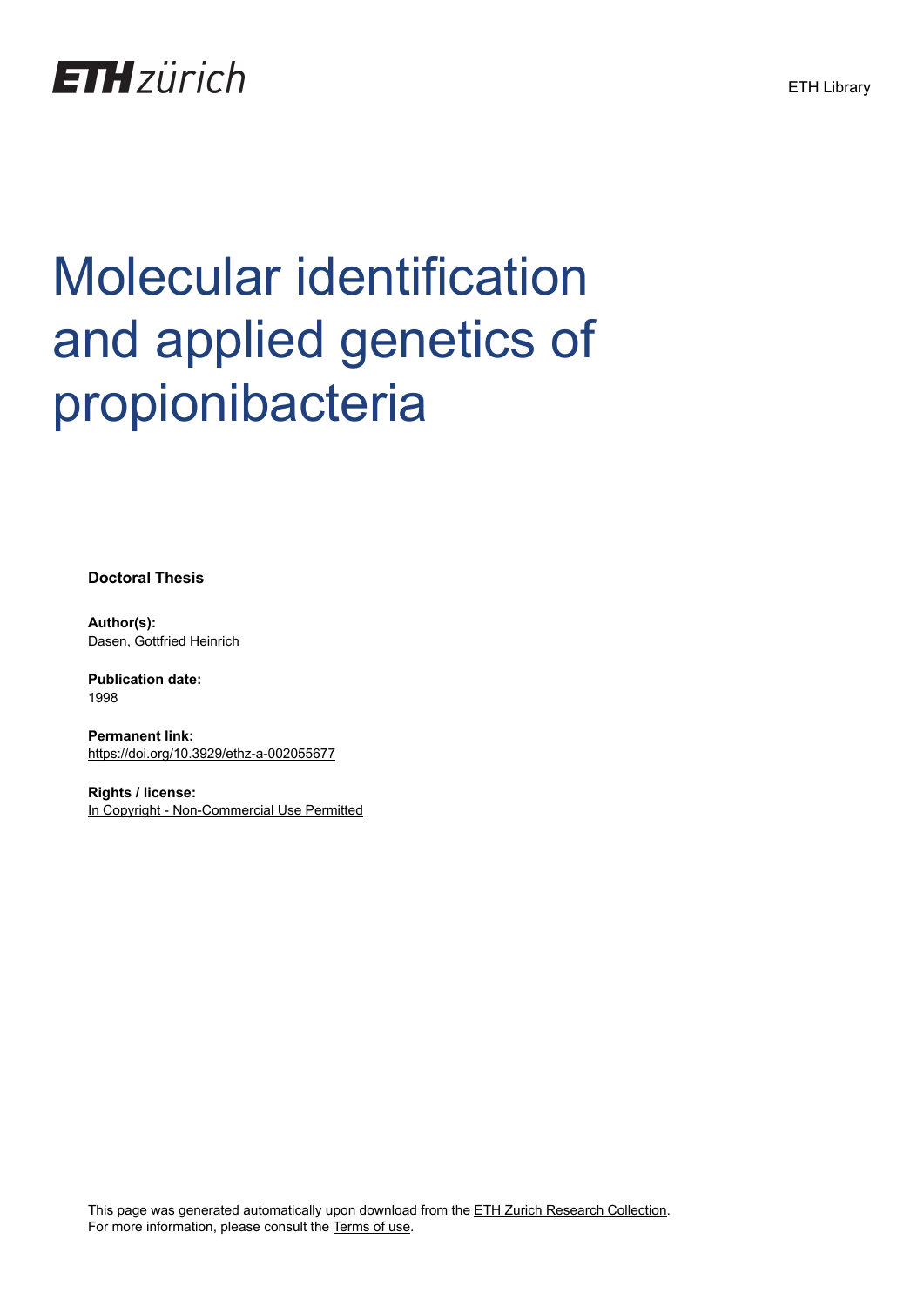ETH zürich

ETH Library

# Molecular identification and applied genetics of propionibacteria

**Doctoral Thesis**

**Author(s):**
Dasen, Gottfried Heinrich

**Publication date:**
1998

**Permanent link:**
https://doi.org/10.3929/ethz-a-002055677

**Rights / license:**
In Copyright - Non-Commercial Use Permitted

This page was generated automatically upon download from the ETH Zurich Research Collection.
For more information, please consult the Terms of use.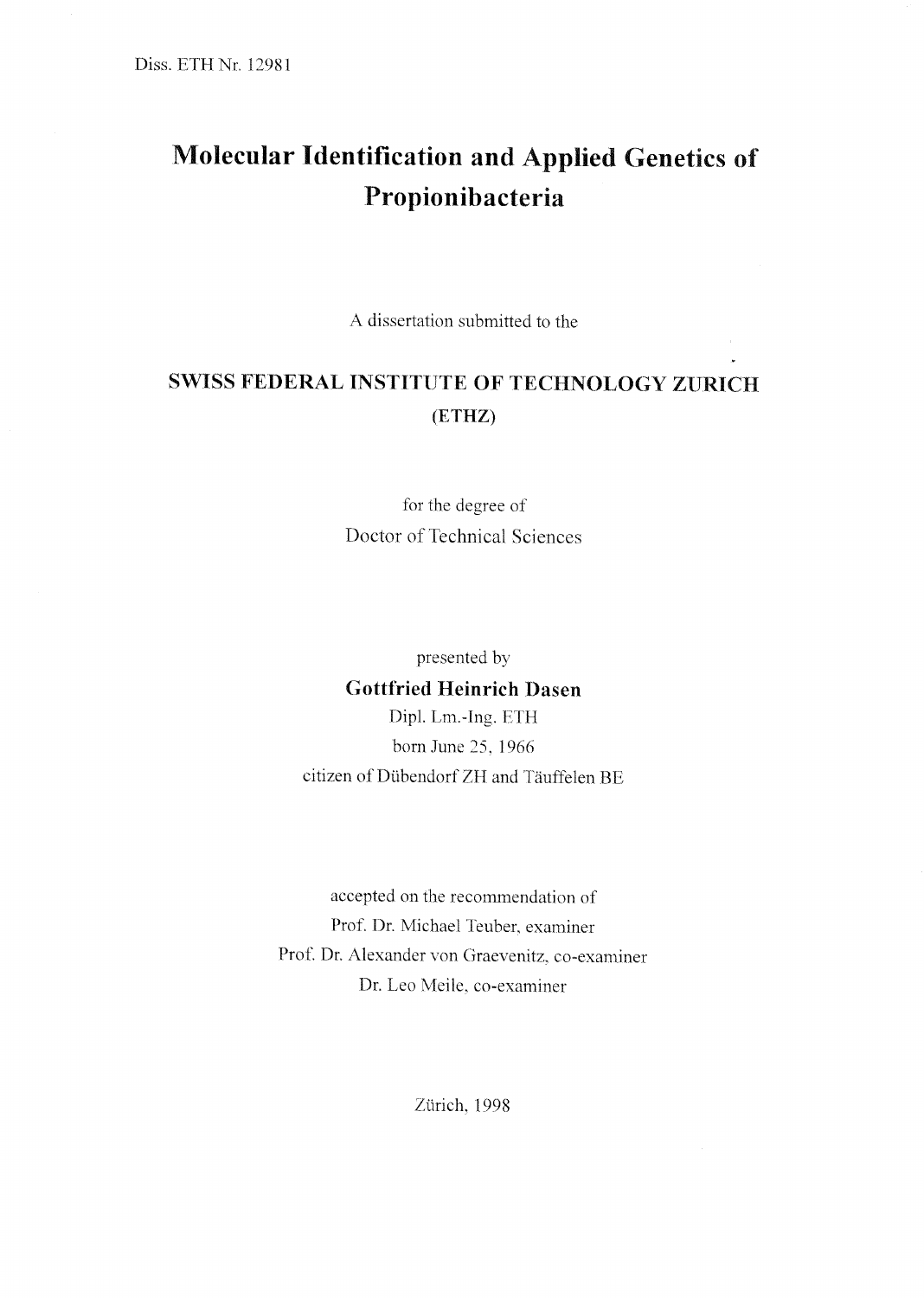Diss. ETH Nr. 12981

# Molecular Identification and Applied Genetics of Propionibacteria

A dissertation submitted to the

**SWISS FEDERAL INSTITUTE OF TECHNOLOGY ZURICH**
**(ETHZ)**

for the degree of
Doctor of Technical Sciences

presented by
**Gottfried Heinrich Dasen**
Dipl. Lm.-Ing. ETH
born June 25, 1966
citizen of Dübendorf ZH and Täuffelen BE

accepted on the recommendation of
Prof. Dr. Michael Teuber, examiner
Prof. Dr. Alexander von Graevenitz, co-examiner
Dr. Leo Meile, co-examiner

Zürich, 1998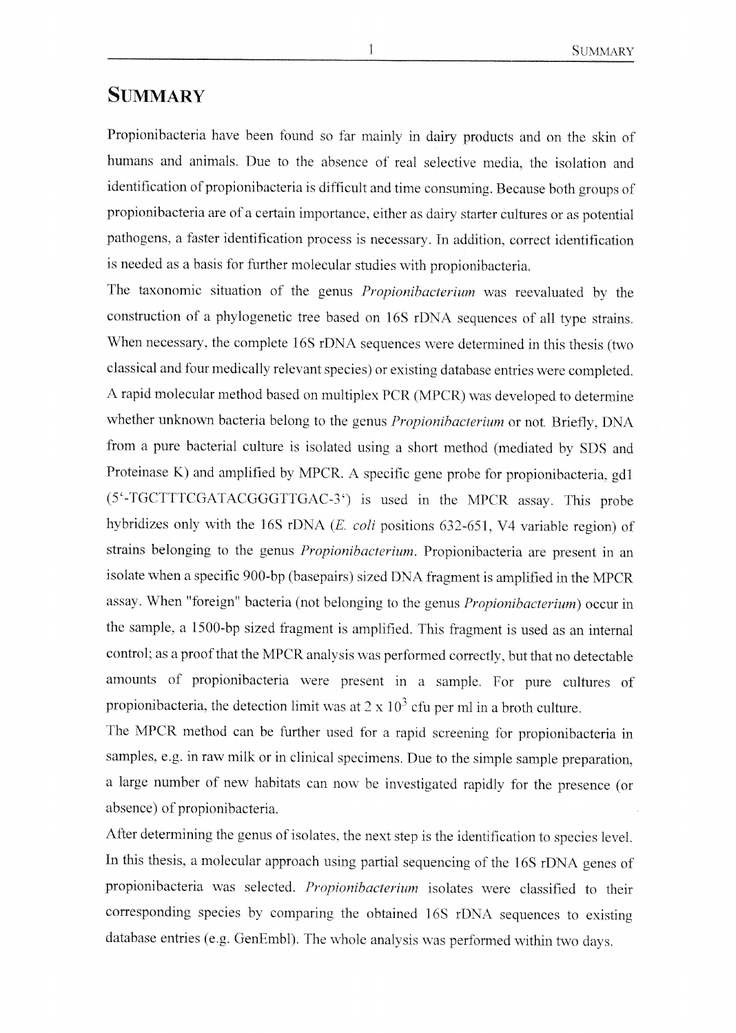# SUMMARY

Propionibacteria have been found so far mainly in dairy products and on the skin of humans and animals. Due to the absence of real selective media, the isolation and identification of propionibacteria is difficult and time consuming. Because both groups of propionibacteria are of a certain importance, either as dairy starter cultures or as potential pathogens, a faster identification process is necessary. In addition, correct identification is needed as a basis for further molecular studies with propionibacteria.

The taxonomic situation of the genus *Propionibacterium* was reevaluated by the construction of a phylogenetic tree based on 16S rDNA sequences of all type strains. When necessary, the complete 16S rDNA sequences were determined in this thesis (two classical and four medically relevant species) or existing database entries were completed. A rapid molecular method based on multiplex PCR (MPCR) was developed to determine whether unknown bacteria belong to the genus *Propionibacterium* or not. Briefly, DNA from a pure bacterial culture is isolated using a short method (mediated by SDS and Proteinase K) and amplified by MPCR. A specific gene probe for propionibacteria, gd1 (5'-TGCTTTCGATACGGGTTGAC-3') is used in the MPCR assay. This probe hybridizes only with the 16S rDNA (*E. coli* positions 632-651, V4 variable region) of strains belonging to the genus *Propionibacterium*. Propionibacteria are present in an isolate when a specific 900-bp (basepairs) sized DNA fragment is amplified in the MPCR assay. When "foreign" bacteria (not belonging to the genus *Propionibacterium*) occur in the sample, a 1500-bp sized fragment is amplified. This fragment is used as an internal control; as a proof that the MPCR analysis was performed correctly, but that no detectable amounts of propionibacteria were present in a sample. For pure cultures of propionibacteria, the detection limit was at $2 \times 10^3$ cfu per ml in a broth culture.

The MPCR method can be further used for a rapid screening for propionibacteria in samples, e.g. in raw milk or in clinical specimens. Due to the simple sample preparation, a large number of new habitats can now be investigated rapidly for the presence (or absence) of propionibacteria.

After determining the genus of isolates, the next step is the identification to species level. In this thesis, a molecular approach using partial sequencing of the 16S rDNA genes of propionibacteria was selected. *Propionibacterium* isolates were classified to their corresponding species by comparing the obtained 16S rDNA sequences to existing database entries (e.g. GenEmbl). The whole analysis was performed within two days.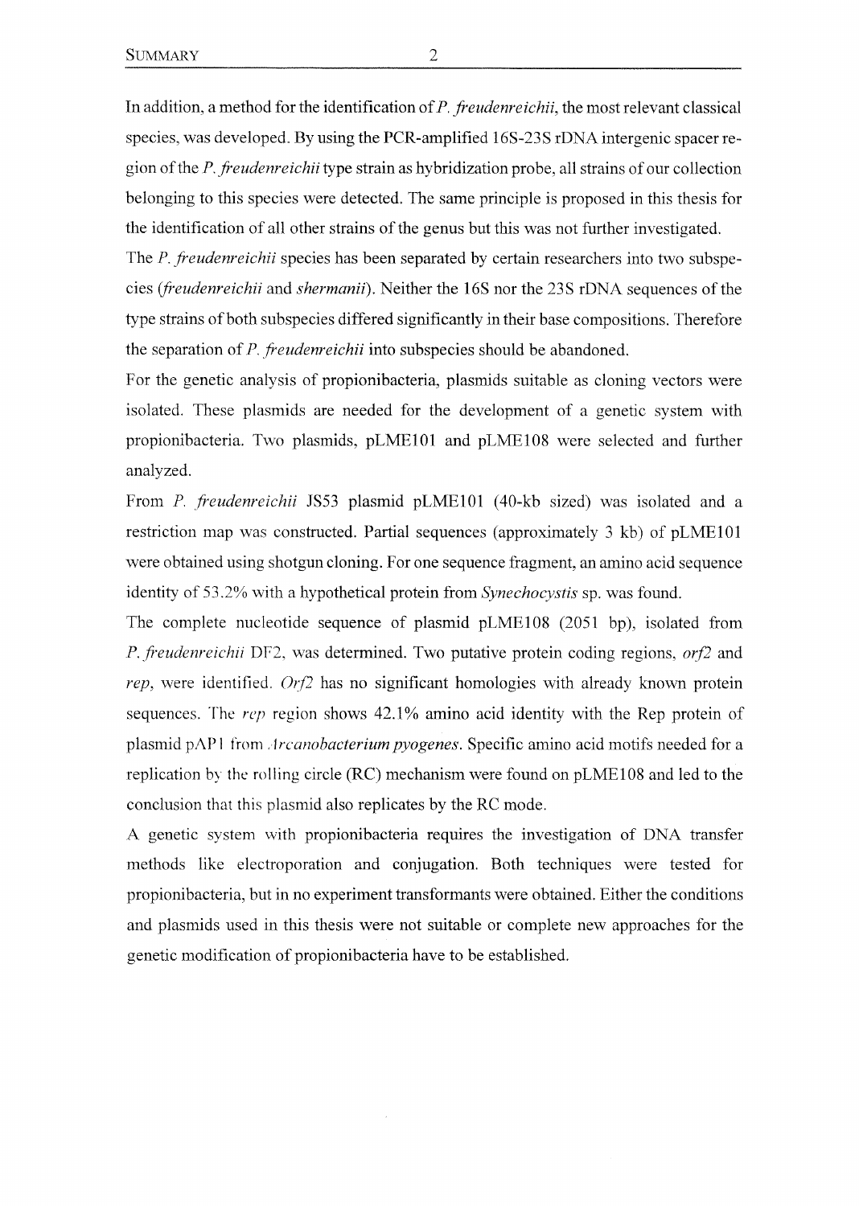In addition, a method for the identification of *P. freudenreichii*, the most relevant classical species, was developed. By using the PCR-amplified 16S-23S rDNA intergenic spacer region of the *P. freudenreichii* type strain as hybridization probe, all strains of our collection belonging to this species were detected. The same principle is proposed in this thesis for the identification of all other strains of the genus but this was not further investigated.

The *P. freudenreichii* species has been separated by certain researchers into two subspecies (*freudenreichii* and *shermanii*). Neither the 16S nor the 23S rDNA sequences of the type strains of both subspecies differed significantly in their base compositions. Therefore the separation of *P. freudenreichii* into subspecies should be abandoned.

For the genetic analysis of propionibacteria, plasmids suitable as cloning vectors were isolated. These plasmids are needed for the development of a genetic system with propionibacteria. Two plasmids, pLME101 and pLME108 were selected and further analyzed.

From *P. freudenreichii* JS53 plasmid pLME101 (40-kb sized) was isolated and a restriction map was constructed. Partial sequences (approximately 3 kb) of pLME101 were obtained using shotgun cloning. For one sequence fragment, an amino acid sequence identity of 53.2% with a hypothetical protein from *Synechocystis* sp. was found.

The complete nucleotide sequence of plasmid pLME108 (2051 bp), isolated from *P. freudenreichii* DF2, was determined. Two putative protein coding regions, *orf2* and *rep*, were identified. *Orf2* has no significant homologies with already known protein sequences. The *rep* region shows 42.1% amino acid identity with the Rep protein of plasmid pAP1 from *Arcanobacterium pyogenes*. Specific amino acid motifs needed for a replication by the rolling circle (RC) mechanism were found on pLME108 and led to the conclusion that this plasmid also replicates by the RC mode.

A genetic system with propionibacteria requires the investigation of DNA transfer methods like electroporation and conjugation. Both techniques were tested for propionibacteria, but in no experiment transformants were obtained. Either the conditions and plasmids used in this thesis were not suitable or complete new approaches for the genetic modification of propionibacteria have to be established.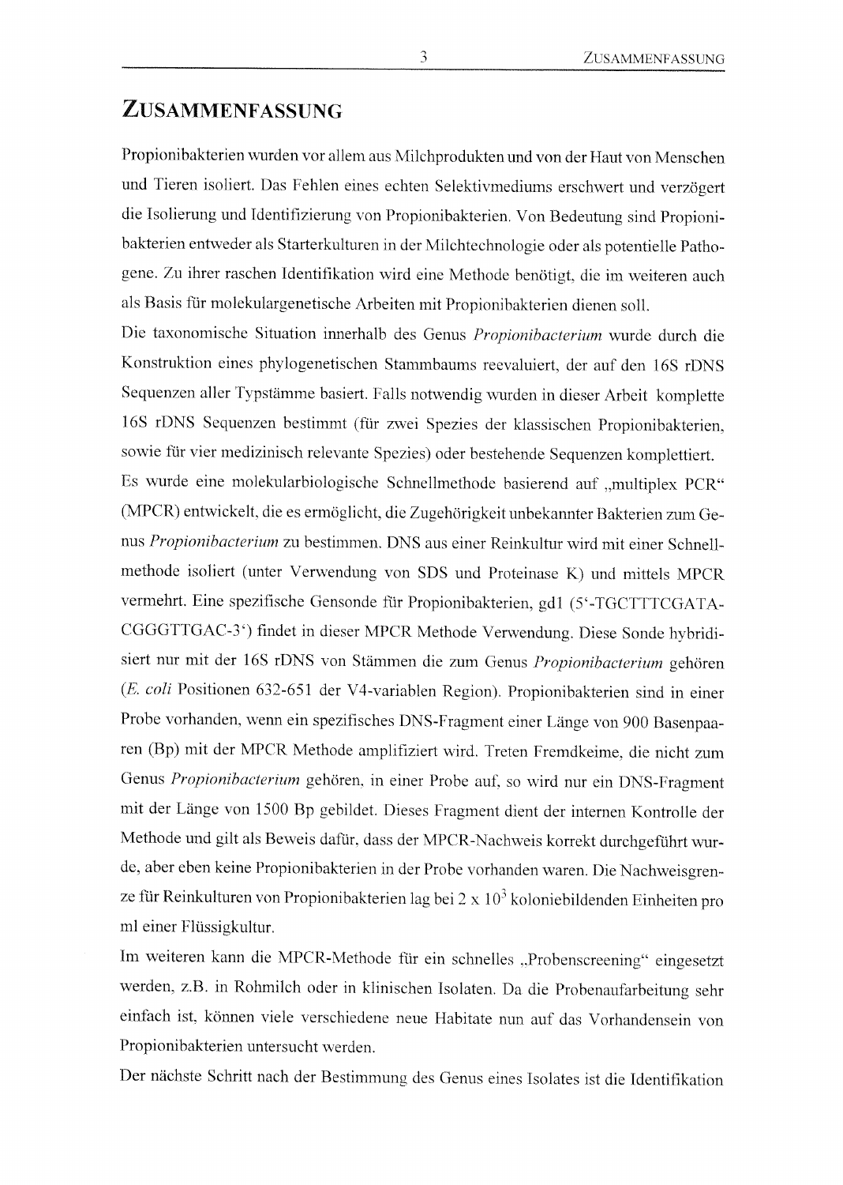# Zusammenfassung

Propionibakterien wurden vor allem aus Milchprodukten und von der Haut von Menschen und Tieren isoliert. Das Fehlen eines echten Selektivmediums erschwert und verzögert die Isolierung und Identifizierung von Propionibakterien. Von Bedeutung sind Propionibakterien entweder als Starterkulturen in der Milchtechnologie oder als potentielle Pathogene. Zu ihrer raschen Identifikation wird eine Methode benötigt, die im weiteren auch als Basis für molekulargenetische Arbeiten mit Propionibakterien dienen soll.

Die taxonomische Situation innerhalb des Genus *Propionibacterium* wurde durch die Konstruktion eines phylogenetischen Stammbaums reevaluiert, der auf den 16S rDNS Sequenzen aller Typstämme basiert. Falls notwendig wurden in dieser Arbeit komplette 16S rDNS Sequenzen bestimmt (für zwei Spezies der klassischen Propionibakterien, sowie für vier medizinisch relevante Spezies) oder bestehende Sequenzen komplettiert.

Es wurde eine molekularbiologische Schnellmethode basierend auf „multiplex PCR" (MPCR) entwickelt, die es ermöglicht, die Zugehörigkeit unbekannter Bakterien zum Genus *Propionibacterium* zu bestimmen. DNS aus einer Reinkultur wird mit einer Schnellmethode isoliert (unter Verwendung von SDS und Proteinase K) und mittels MPCR vermehrt. Eine spezifische Gensonde für Propionibakterien, gd1 (5'-TGCTTTCGATA-CGGGTTGAC-3') findet in dieser MPCR Methode Verwendung. Diese Sonde hybridisiert nur mit der 16S rDNS von Stämmen die zum Genus *Propionibacterium* gehören (*E. coli* Positionen 632-651 der V4-variablen Region). Propionibakterien sind in einer Probe vorhanden, wenn ein spezifisches DNS-Fragment einer Länge von 900 Basenpaaren (Bp) mit der MPCR Methode amplifiziert wird. Treten Fremdkeime, die nicht zum Genus *Propionibacterium* gehören, in einer Probe auf, so wird nur ein DNS-Fragment mit der Länge von 1500 Bp gebildet. Dieses Fragment dient der internen Kontrolle der Methode und gilt als Beweis dafür, dass der MPCR-Nachweis korrekt durchgeführt wurde, aber eben keine Propionibakterien in der Probe vorhanden waren. Die Nachweisgrenze für Reinkulturen von Propionibakterien lag bei $2 \times 10^3$ koloniebildenden Einheiten pro ml einer Flüssigkultur.

Im weiteren kann die MPCR-Methode für ein schnelles „Probenscreening" eingesetzt werden, z.B. in Rohmilch oder in klinischen Isolaten. Da die Probenaufarbeitung sehr einfach ist, können viele verschiedene neue Habitate nun auf das Vorhandensein von Propionibakterien untersucht werden.

Der nächste Schritt nach der Bestimmung des Genus eines Isolates ist die Identifikation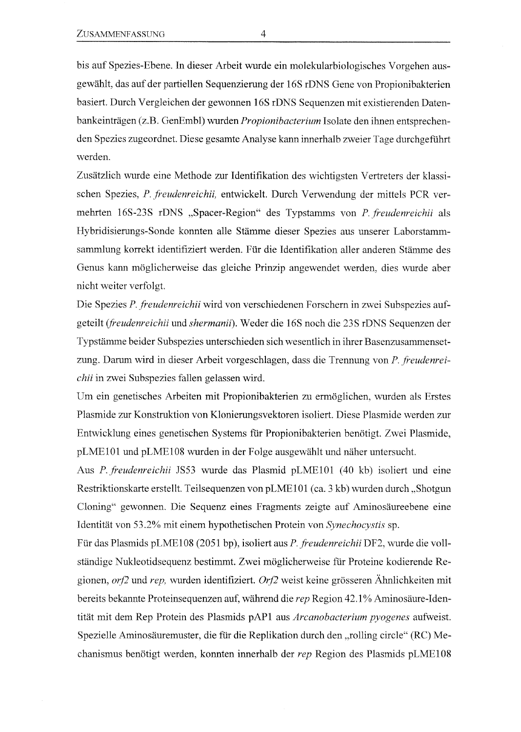bis auf Spezies-Ebene. In dieser Arbeit wurde ein molekularbiologisches Vorgehen ausgewählt, das auf der partiellen Sequenzierung der 16S rDNS Gene von Propionibakterien basiert. Durch Vergleichen der gewonnen 16S rDNS Sequenzen mit existierenden Datenbankeinträgen (z.B. GenEmbl) wurden *Propionibacterium* Isolate den ihnen entsprechenden Spezies zugeordnet. Diese gesamte Analyse kann innerhalb zweier Tage durchgeführt werden.

Zusätzlich wurde eine Methode zur Identifikation des wichtigsten Vertreters der klassischen Spezies, *P. freudenreichii*, entwickelt. Durch Verwendung der mittels PCR vermehrten 16S-23S rDNS „Spacer-Region" des Typstamms von *P. freudenreichii* als Hybridisierungs-Sonde konnten alle Stämme dieser Spezies aus unserer Laborstammsammlung korrekt identifiziert werden. Für die Identifikation aller anderen Stämme des Genus kann möglicherweise das gleiche Prinzip angewendet werden, dies wurde aber nicht weiter verfolgt.

Die Spezies *P. freudenreichii* wird von verschiedenen Forschern in zwei Subspezies aufgeteilt (*freudenreichii* und *shermanii*). Weder die 16S noch die 23S rDNS Sequenzen der Typstämme beider Subspezies unterschieden sich wesentlich in ihrer Basenzusammensetzung. Darum wird in dieser Arbeit vorgeschlagen, dass die Trennung von *P. freudenreichii* in zwei Subspezies fallen gelassen wird.

Um ein genetisches Arbeiten mit Propionibakterien zu ermöglichen, wurden als Erstes Plasmide zur Konstruktion von Klonierungsvektoren isoliert. Diese Plasmide werden zur Entwicklung eines genetischen Systems für Propionibakterien benötigt. Zwei Plasmide, pLME101 und pLME108 wurden in der Folge ausgewählt und näher untersucht.

Aus *P. freudenreichii* JS53 wurde das Plasmid pLME101 (40 kb) isoliert und eine Restriktionskarte erstellt. Teilsequenzen von pLME101 (ca. 3 kb) wurden durch „Shotgun Cloning" gewonnen. Die Sequenz eines Fragments zeigte auf Aminosäureebene eine Identität von 53.2% mit einem hypothetischen Protein von *Synechocystis* sp.

Für das Plasmids pLME108 (2051 bp), isoliert aus *P. freudenreichii* DF2, wurde die vollständige Nukleotidsequenz bestimmt. Zwei möglicherweise für Proteine kodierende Regionen, *orf2* und *rep*, wurden identifiziert. *Orf2* weist keine grösseren Ähnlichkeiten mit bereits bekannte Proteinsequenzen auf, während die *rep* Region 42.1% Aminosäure-Identität mit dem Rep Protein des Plasmids pAP1 aus *Arcanobacterium pyogenes* aufweist. Spezielle Aminosäuremuster, die für die Replikation durch den „rolling circle" (RC) Mechanismus benötigt werden, konnten innerhalb der *rep* Region des Plasmids pLME108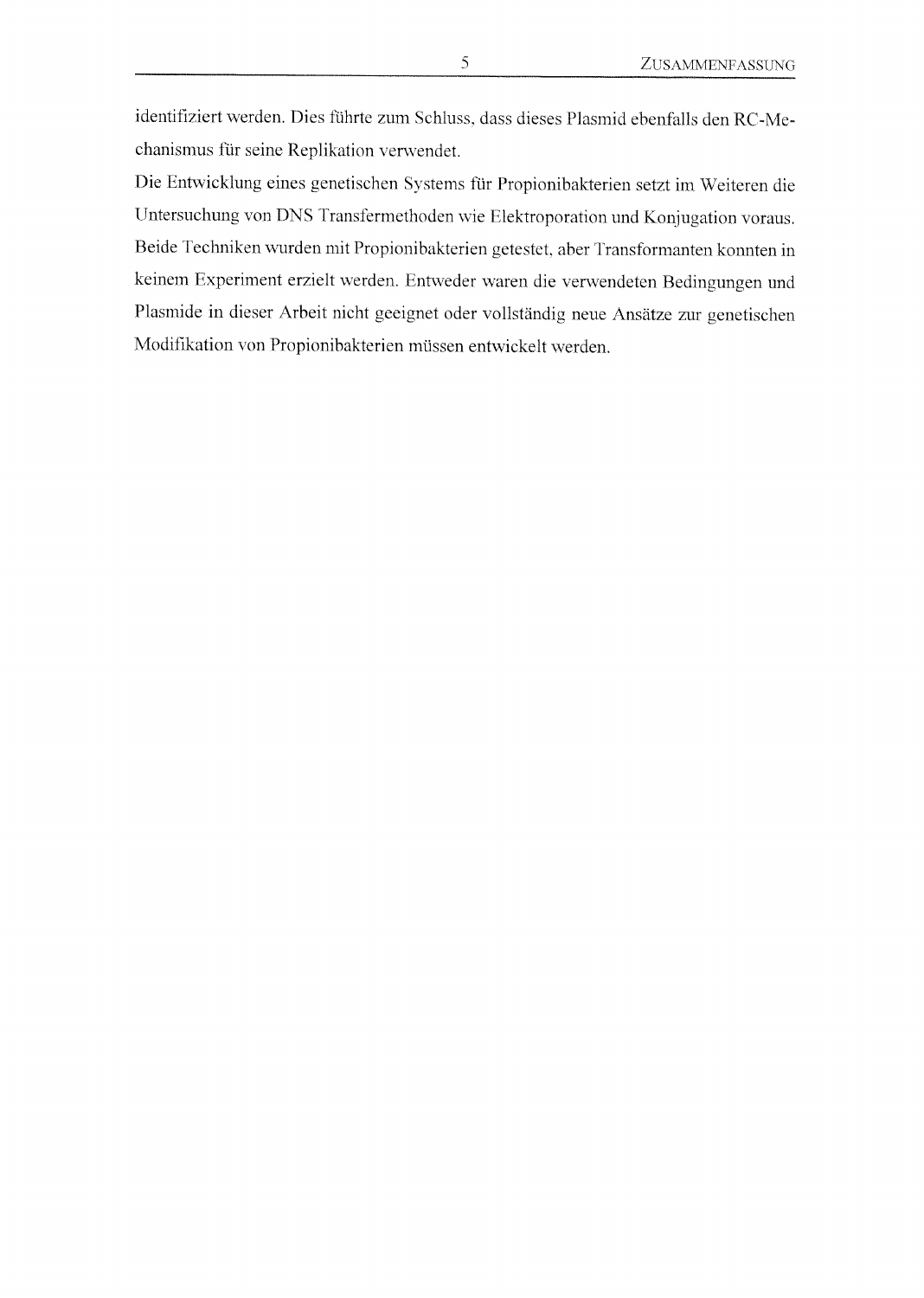identifiziert werden. Dies führte zum Schluss, dass dieses Plasmid ebenfalls den RC-Mechanismus für seine Replikation verwendet.

Die Entwicklung eines genetischen Systems für Propionibakterien setzt im Weiteren die Untersuchung von DNS Transfermethoden wie Elektroporation und Konjugation voraus. Beide Techniken wurden mit Propionibakterien getestet, aber Transformanten konnten in keinem Experiment erzielt werden. Entweder waren die verwendeten Bedingungen und Plasmide in dieser Arbeit nicht geeignet oder vollständig neue Ansätze zur genetischen Modifikation von Propionibakterien müssen entwickelt werden.